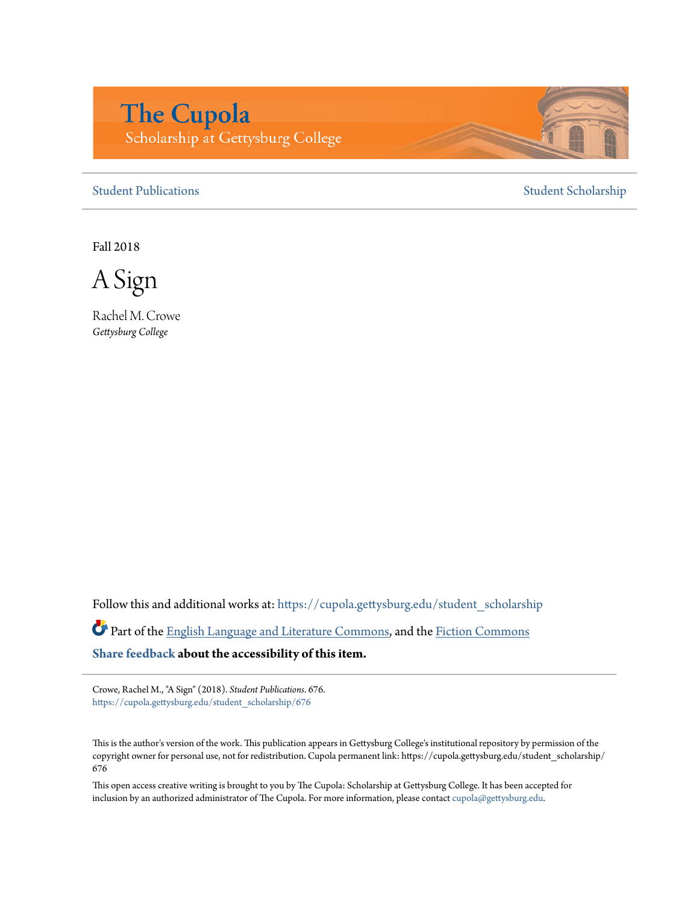The Cupola
Scholarship at Gettysburg College

Student Publications | Student Scholarship

Fall 2018

# A Sign

Rachel M. Crowe
*Gettysburg College*

Follow this and additional works at: https://cupola.gettysburg.edu/student_scholarship

Part of the English Language and Literature Commons, and the Fiction Commons

**Share feedback about the accessibility of this item.**

Crowe, Rachel M., "A Sign" (2018). *Student Publications*. 676.
https://cupola.gettysburg.edu/student_scholarship/676

This is the author's version of the work. This publication appears in Gettysburg College's institutional repository by permission of the copyright owner for personal use, not for redistribution. Cupola permanent link: https://cupola.gettysburg.edu/student_scholarship/676

This open access creative writing is brought to you by The Cupola: Scholarship at Gettysburg College. It has been accepted for inclusion by an authorized administrator of The Cupola. For more information, please contact cupola@gettysburg.edu.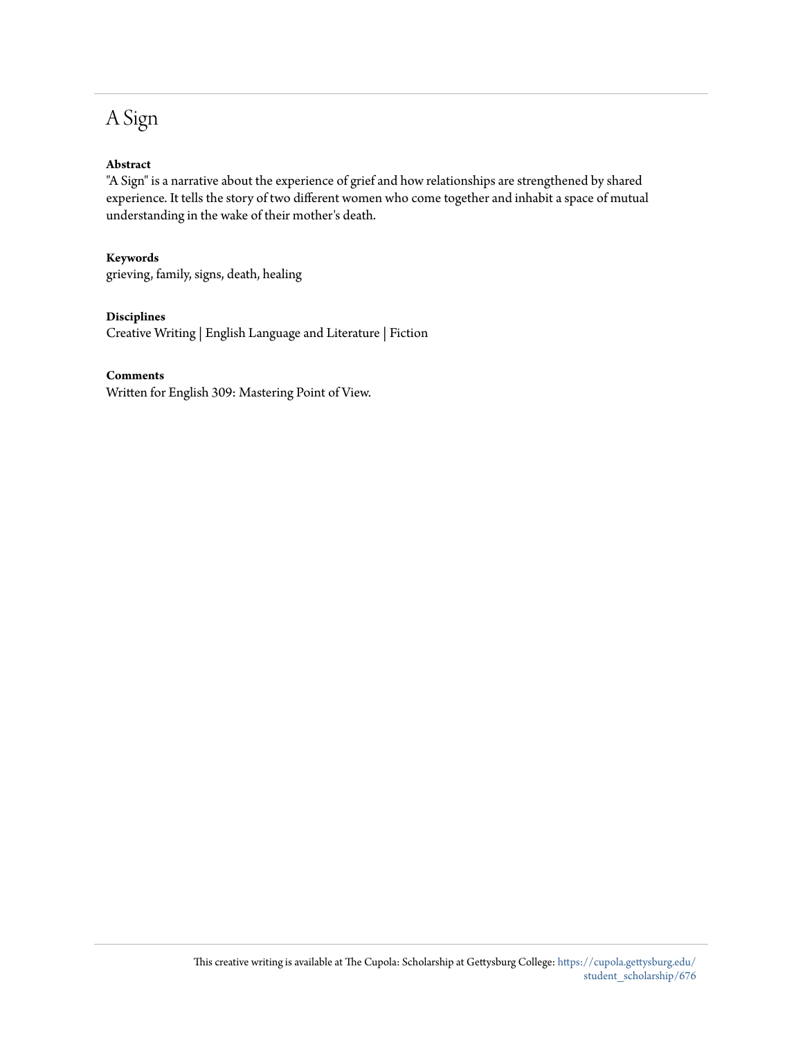# A Sign

**Abstract**

"A Sign" is a narrative about the experience of grief and how relationships are strengthened by shared experience. It tells the story of two different women who come together and inhabit a space of mutual understanding in the wake of their mother's death.

**Keywords**

grieving, family, signs, death, healing

**Disciplines**

Creative Writing | English Language and Literature | Fiction

**Comments**

Written for English 309: Mastering Point of View.

This creative writing is available at The Cupola: Scholarship at Gettysburg College: https://cupola.gettysburg.edu/student_scholarship/676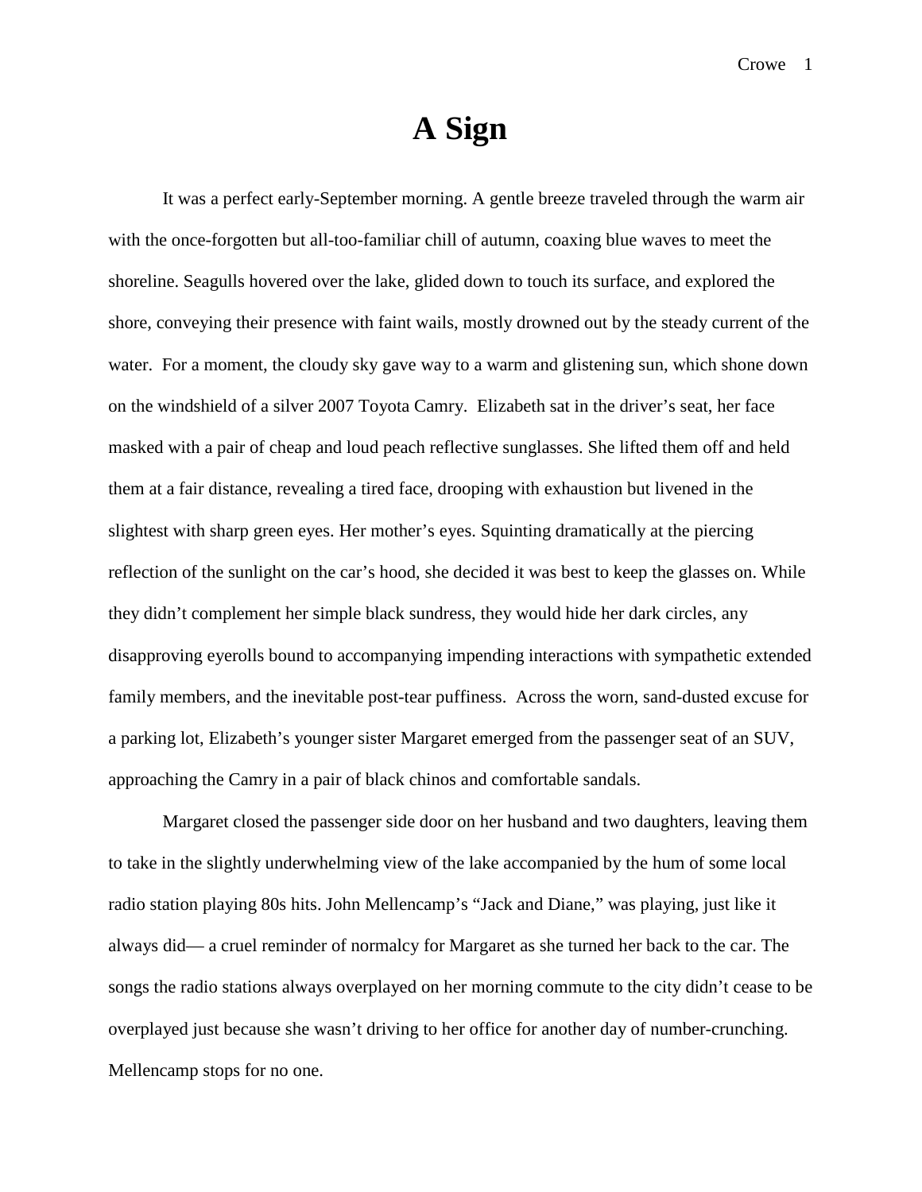# A Sign

It was a perfect early-September morning. A gentle breeze traveled through the warm air with the once-forgotten but all-too-familiar chill of autumn, coaxing blue waves to meet the shoreline. Seagulls hovered over the lake, glided down to touch its surface, and explored the shore, conveying their presence with faint wails, mostly drowned out by the steady current of the water. For a moment, the cloudy sky gave way to a warm and glistening sun, which shone down on the windshield of a silver 2007 Toyota Camry. Elizabeth sat in the driver's seat, her face masked with a pair of cheap and loud peach reflective sunglasses. She lifted them off and held them at a fair distance, revealing a tired face, drooping with exhaustion but livened in the slightest with sharp green eyes. Her mother's eyes. Squinting dramatically at the piercing reflection of the sunlight on the car's hood, she decided it was best to keep the glasses on. While they didn't complement her simple black sundress, they would hide her dark circles, any disapproving eyerolls bound to accompanying impending interactions with sympathetic extended family members, and the inevitable post-tear puffiness. Across the worn, sand-dusted excuse for a parking lot, Elizabeth's younger sister Margaret emerged from the passenger seat of an SUV, approaching the Camry in a pair of black chinos and comfortable sandals.

Margaret closed the passenger side door on her husband and two daughters, leaving them to take in the slightly underwhelming view of the lake accompanied by the hum of some local radio station playing 80s hits. John Mellencamp's "Jack and Diane," was playing, just like it always did— a cruel reminder of normalcy for Margaret as she turned her back to the car. The songs the radio stations always overplayed on her morning commute to the city didn't cease to be overplayed just because she wasn't driving to her office for another day of number-crunching. Mellencamp stops for no one.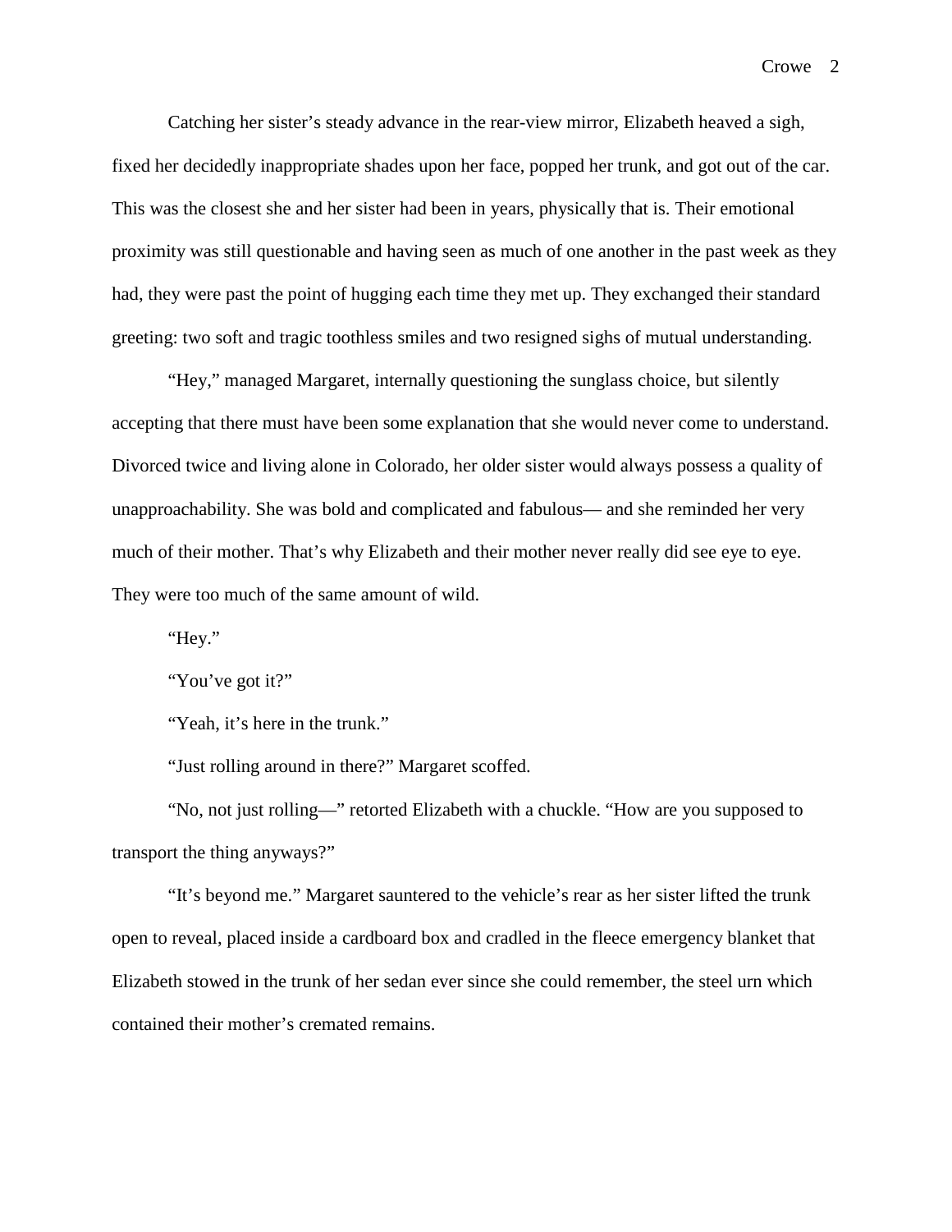Catching her sister's steady advance in the rear-view mirror, Elizabeth heaved a sigh, fixed her decidedly inappropriate shades upon her face, popped her trunk, and got out of the car. This was the closest she and her sister had been in years, physically that is. Their emotional proximity was still questionable and having seen as much of one another in the past week as they had, they were past the point of hugging each time they met up. They exchanged their standard greeting: two soft and tragic toothless smiles and two resigned sighs of mutual understanding.

"Hey," managed Margaret, internally questioning the sunglass choice, but silently accepting that there must have been some explanation that she would never come to understand. Divorced twice and living alone in Colorado, her older sister would always possess a quality of unapproachability. She was bold and complicated and fabulous— and she reminded her very much of their mother. That's why Elizabeth and their mother never really did see eye to eye. They were too much of the same amount of wild.

"Hey."

"You've got it?"

"Yeah, it's here in the trunk."

"Just rolling around in there?" Margaret scoffed.

"No, not just rolling—" retorted Elizabeth with a chuckle. "How are you supposed to transport the thing anyways?"

"It's beyond me." Margaret sauntered to the vehicle's rear as her sister lifted the trunk open to reveal, placed inside a cardboard box and cradled in the fleece emergency blanket that Elizabeth stowed in the trunk of her sedan ever since she could remember, the steel urn which contained their mother's cremated remains.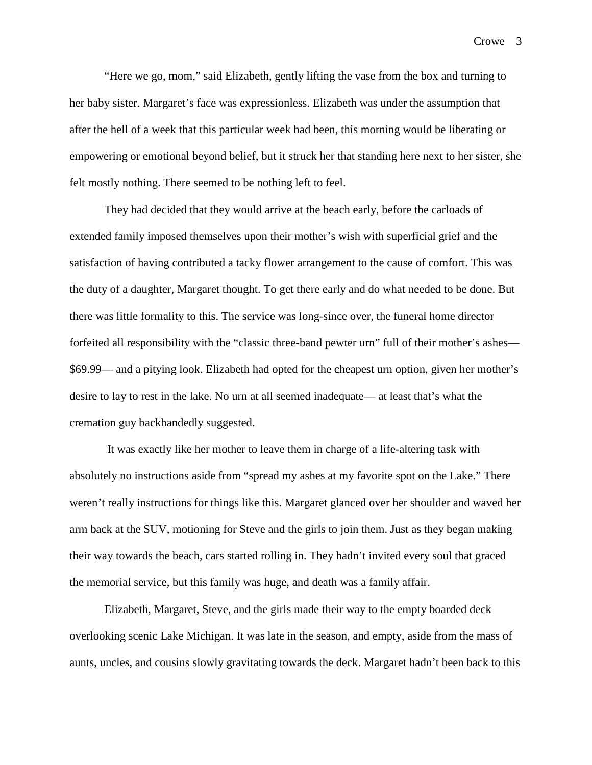“Here we go, mom,” said Elizabeth, gently lifting the vase from the box and turning to her baby sister. Margaret’s face was expressionless. Elizabeth was under the assumption that after the hell of a week that this particular week had been, this morning would be liberating or empowering or emotional beyond belief, but it struck her that standing here next to her sister, she felt mostly nothing. There seemed to be nothing left to feel.

They had decided that they would arrive at the beach early, before the carloads of extended family imposed themselves upon their mother’s wish with superficial grief and the satisfaction of having contributed a tacky flower arrangement to the cause of comfort. This was the duty of a daughter, Margaret thought. To get there early and do what needed to be done. But there was little formality to this. The service was long-since over, the funeral home director forfeited all responsibility with the “classic three-band pewter urn” full of their mother’s ashes— $69.99— and a pitying look. Elizabeth had opted for the cheapest urn option, given her mother’s desire to lay to rest in the lake. No urn at all seemed inadequate— at least that’s what the cremation guy backhandedly suggested.

It was exactly like her mother to leave them in charge of a life-altering task with absolutely no instructions aside from “spread my ashes at my favorite spot on the Lake.” There weren’t really instructions for things like this. Margaret glanced over her shoulder and waved her arm back at the SUV, motioning for Steve and the girls to join them. Just as they began making their way towards the beach, cars started rolling in. They hadn’t invited every soul that graced the memorial service, but this family was huge, and death was a family affair.

Elizabeth, Margaret, Steve, and the girls made their way to the empty boarded deck overlooking scenic Lake Michigan. It was late in the season, and empty, aside from the mass of aunts, uncles, and cousins slowly gravitating towards the deck. Margaret hadn’t been back to this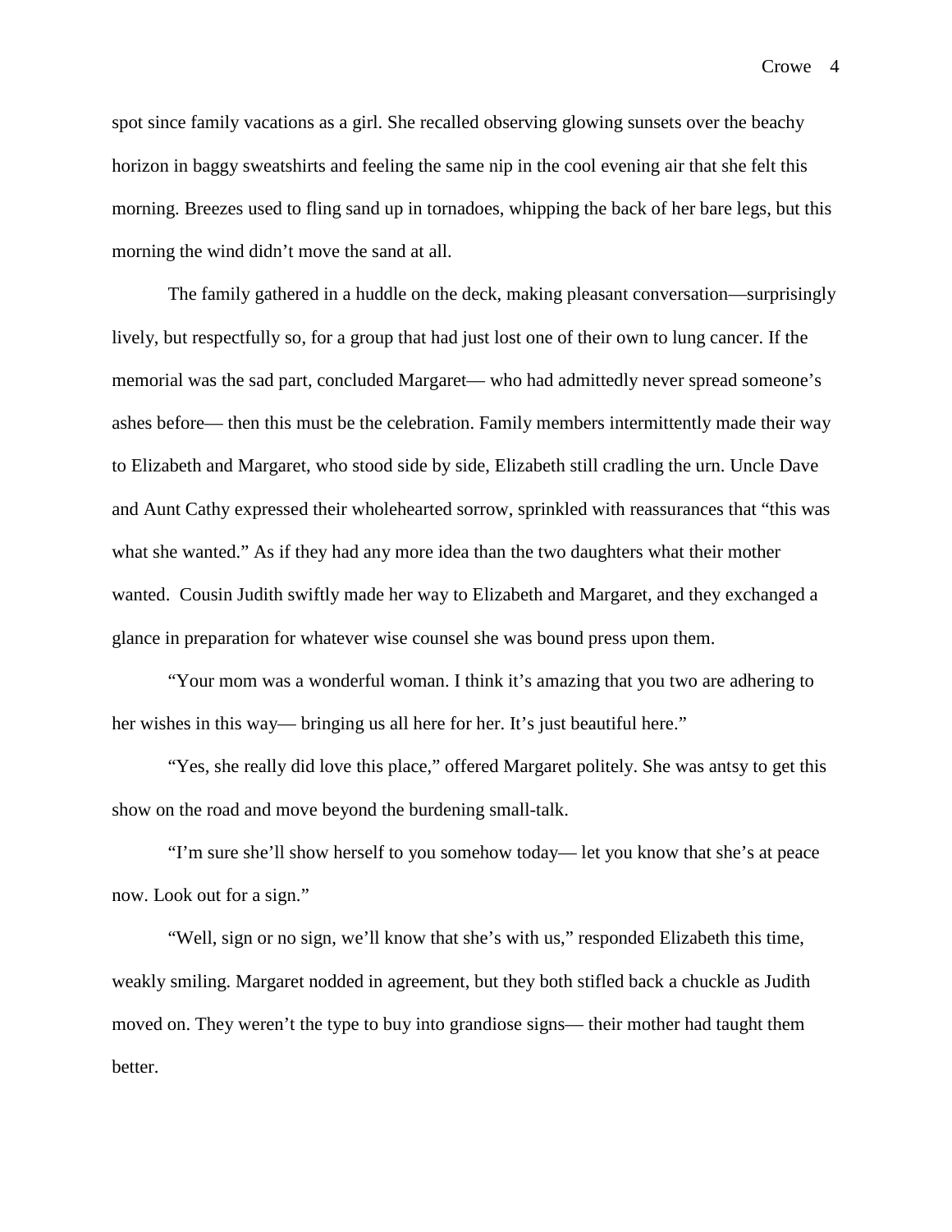spot since family vacations as a girl. She recalled observing glowing sunsets over the beachy horizon in baggy sweatshirts and feeling the same nip in the cool evening air that she felt this morning. Breezes used to fling sand up in tornadoes, whipping the back of her bare legs, but this morning the wind didn't move the sand at all.

The family gathered in a huddle on the deck, making pleasant conversation—surprisingly lively, but respectfully so, for a group that had just lost one of their own to lung cancer. If the memorial was the sad part, concluded Margaret— who had admittedly never spread someone's ashes before— then this must be the celebration. Family members intermittently made their way to Elizabeth and Margaret, who stood side by side, Elizabeth still cradling the urn. Uncle Dave and Aunt Cathy expressed their wholehearted sorrow, sprinkled with reassurances that "this was what she wanted." As if they had any more idea than the two daughters what their mother wanted. Cousin Judith swiftly made her way to Elizabeth and Margaret, and they exchanged a glance in preparation for whatever wise counsel she was bound press upon them.

"Your mom was a wonderful woman. I think it's amazing that you two are adhering to her wishes in this way— bringing us all here for her. It's just beautiful here."

"Yes, she really did love this place," offered Margaret politely. She was antsy to get this show on the road and move beyond the burdening small-talk.

"I'm sure she'll show herself to you somehow today— let you know that she's at peace now. Look out for a sign."

"Well, sign or no sign, we'll know that she's with us," responded Elizabeth this time, weakly smiling. Margaret nodded in agreement, but they both stifled back a chuckle as Judith moved on. They weren't the type to buy into grandiose signs— their mother had taught them better.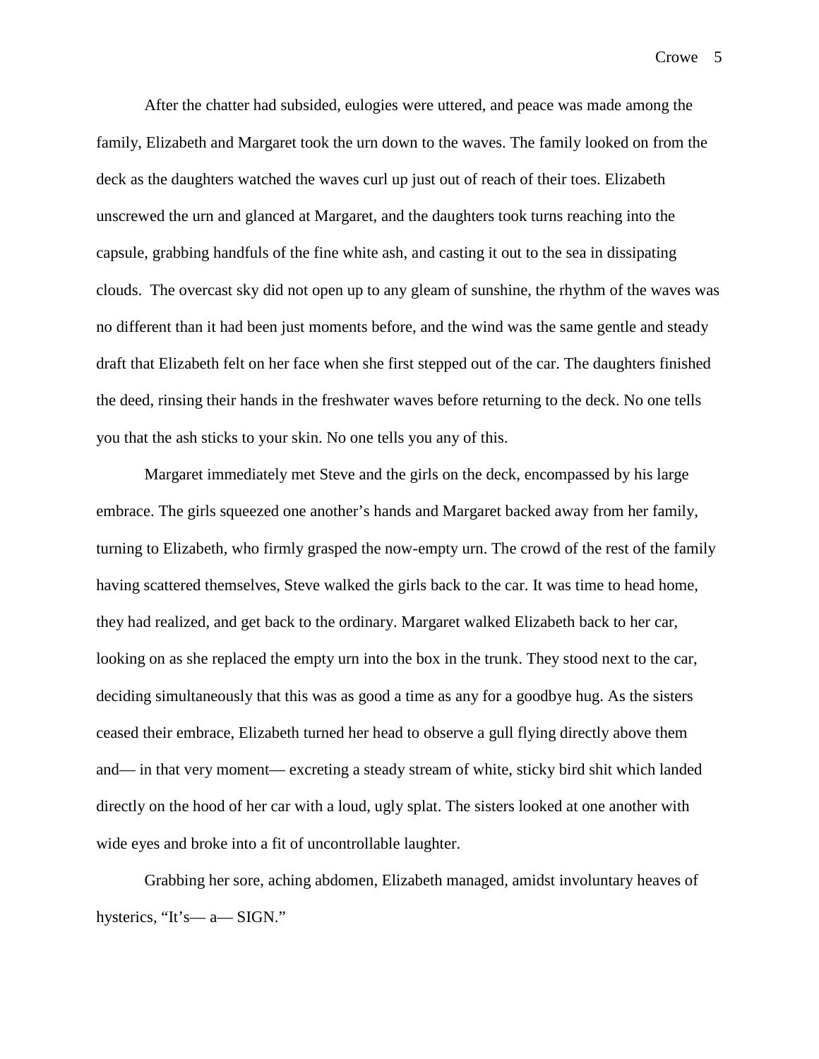After the chatter had subsided, eulogies were uttered, and peace was made among the family, Elizabeth and Margaret took the urn down to the waves. The family looked on from the deck as the daughters watched the waves curl up just out of reach of their toes. Elizabeth unscrewed the urn and glanced at Margaret, and the daughters took turns reaching into the capsule, grabbing handfuls of the fine white ash, and casting it out to the sea in dissipating clouds.  The overcast sky did not open up to any gleam of sunshine, the rhythm of the waves was no different than it had been just moments before, and the wind was the same gentle and steady draft that Elizabeth felt on her face when she first stepped out of the car. The daughters finished the deed, rinsing their hands in the freshwater waves before returning to the deck. No one tells you that the ash sticks to your skin. No one tells you any of this.

Margaret immediately met Steve and the girls on the deck, encompassed by his large embrace. The girls squeezed one another's hands and Margaret backed away from her family, turning to Elizabeth, who firmly grasped the now-empty urn. The crowd of the rest of the family having scattered themselves, Steve walked the girls back to the car. It was time to head home, they had realized, and get back to the ordinary. Margaret walked Elizabeth back to her car, looking on as she replaced the empty urn into the box in the trunk. They stood next to the car, deciding simultaneously that this was as good a time as any for a goodbye hug. As the sisters ceased their embrace, Elizabeth turned her head to observe a gull flying directly above them and— in that very moment— excreting a steady stream of white, sticky bird shit which landed directly on the hood of her car with a loud, ugly splat. The sisters looked at one another with wide eyes and broke into a fit of uncontrollable laughter.

Grabbing her sore, aching abdomen, Elizabeth managed, amidst involuntary heaves of hysterics, "It's— a— SIGN."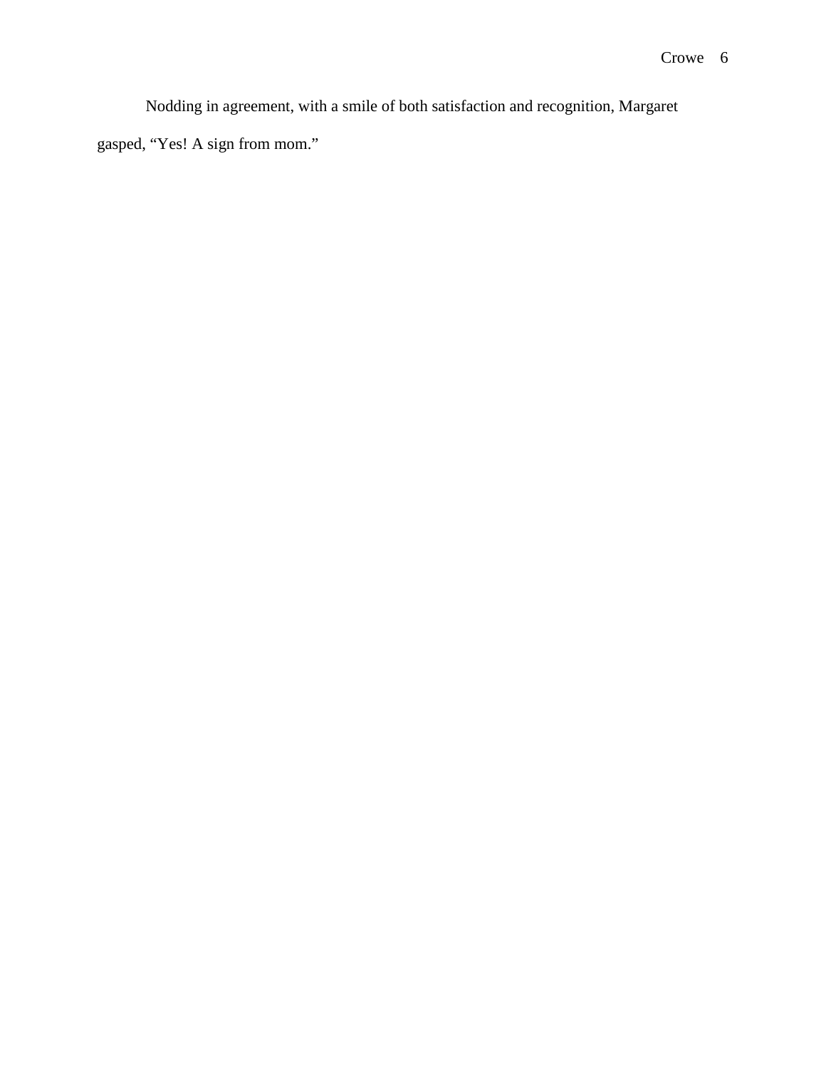Nodding in agreement, with a smile of both satisfaction and recognition, Margaret gasped, “Yes! A sign from mom.”